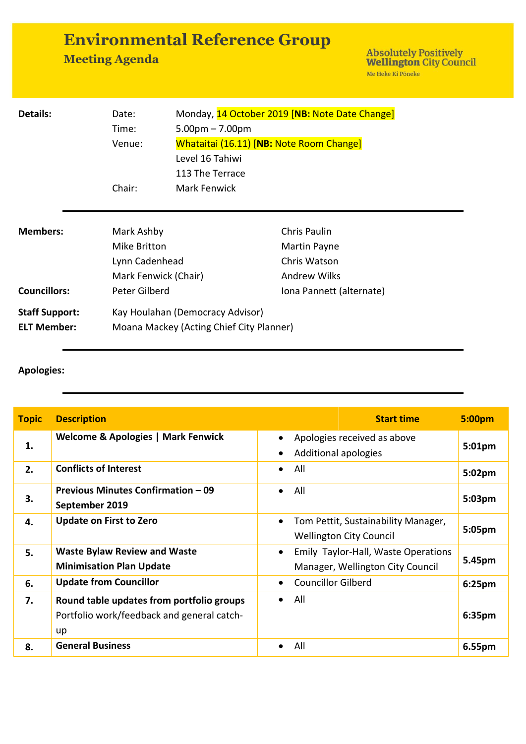# Environmental Reference Group

## Meeting Agenda

Absolutely Positively **Wellington** City Council
Me Heke Ki Pōneke

| **Details:** | Date: | Monday, 14 October 2019 [**NB:** Note Date Change] |
|---|---|---|
| | Time: | 5.00pm – 7.00pm |
| | Venue: | Whataitai (16.11) [**NB:** Note Room Change] |
| | | Level 16 Tahiwi |
| | | 113 The Terrace |
| | Chair: | Mark Fenwick |

---

| | | |
|---|---|---|
| **Members:** | Mark Ashby | Chris Paulin |
| | Mike Britton | Martin Payne |
| | Lynn Cadenhead | Chris Watson |
| | Mark Fenwick (Chair) | Andrew Wilks |
| **Councillors:** | Peter Gilberd | Iona Pannett (alternate) |
| **Staff Support:** | Kay Houlahan (Democracy Advisor) | |
| **ELT Member:** | Moana Mackey (Acting Chief City Planner) | |

---

**Apologies:**

---

| **Topic** | **Description** | **Start time** | **5:00pm** |
|---|---|---|---|
| **1.** | **Welcome & Apologies \| Mark Fenwick** | • Apologies received as above<br>• Additional apologies | **5:01pm** |
| **2.** | **Conflicts of Interest** | • All | **5:02pm** |
| **3.** | **Previous Minutes Confirmation – 09 September 2019** | • All | **5:03pm** |
| **4.** | **Update on First to Zero** | • Tom Pettit, Sustainability Manager, Wellington City Council | **5:05pm** |
| **5.** | **Waste Bylaw Review and Waste Minimisation Plan Update** | • Emily Taylor-Hall, Waste Operations Manager, Wellington City Council | **5.45pm** |
| **6.** | **Update from Councillor** | • Councillor Gilberd | **6:25pm** |
| **7.** | **Round table updates from portfolio groups**<br>Portfolio work/feedback and general catch-up | • All | **6:35pm** |
| **8.** | **General Business** | • All | **6.55pm** |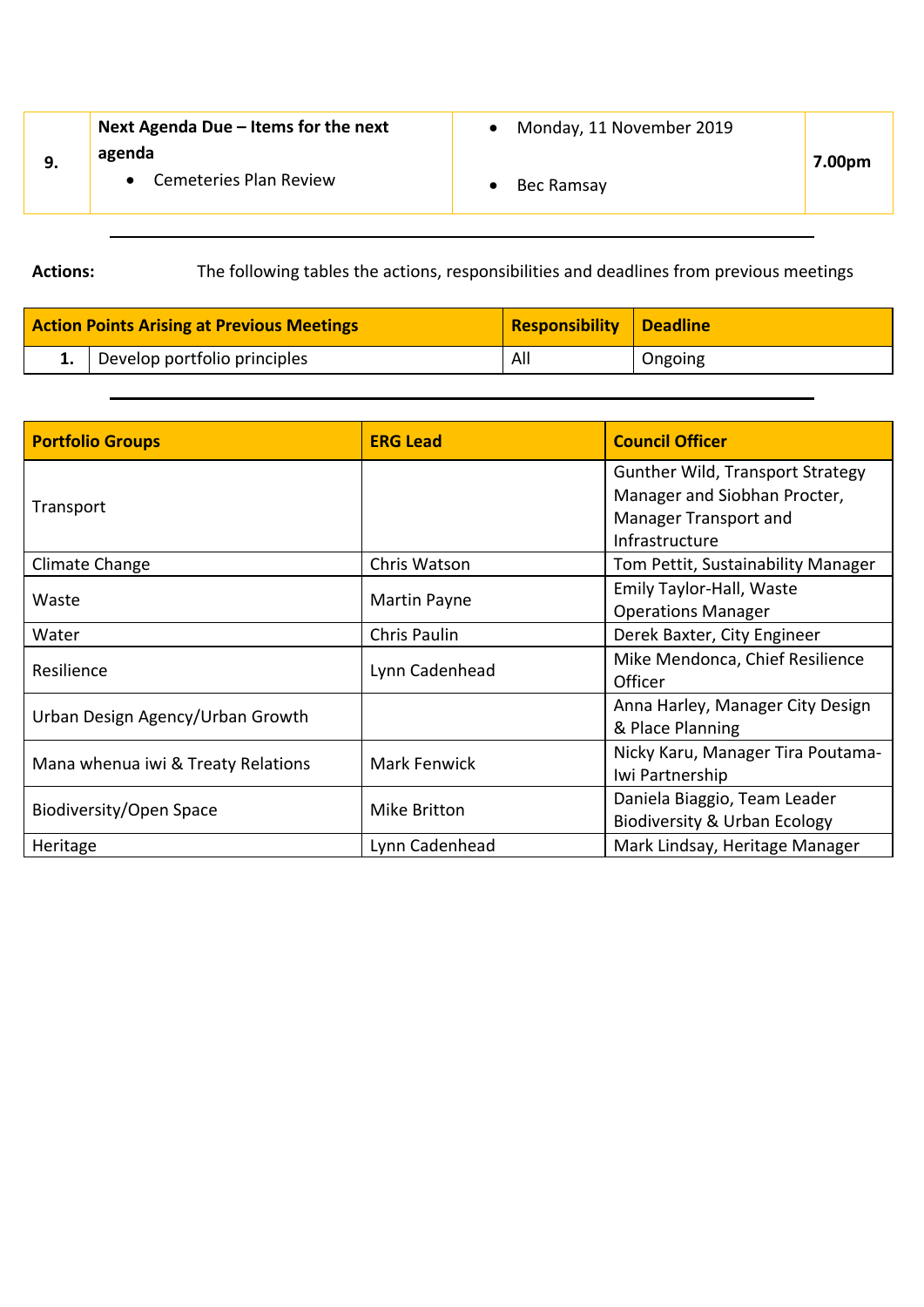| | | | |
|---|---|---|---|
| **9.** | **Next Agenda Due – Items for the next agenda**<br>• Cemeteries Plan Review | • Monday, 11 November 2019<br>• Bec Ramsay | **7.00pm** |

---

**Actions:** The following tables the actions, responsibilities and deadlines from previous meetings

| **Action Points Arising at Previous Meetings** | | **Responsibility** | **Deadline** |
|---|---|---|---|
| **1.** | Develop portfolio principles | All | Ongoing |

---

| **Portfolio Groups** | **ERG Lead** | **Council Officer** |
|---|---|---|
| Transport | | Gunther Wild, Transport Strategy Manager and Siobhan Procter, Manager Transport and Infrastructure |
| Climate Change | Chris Watson | Tom Pettit, Sustainability Manager |
| Waste | Martin Payne | Emily Taylor-Hall, Waste Operations Manager |
| Water | Chris Paulin | Derek Baxter, City Engineer |
| Resilience | Lynn Cadenhead | Mike Mendonca, Chief Resilience Officer |
| Urban Design Agency/Urban Growth | | Anna Harley, Manager City Design & Place Planning |
| Mana whenua iwi & Treaty Relations | Mark Fenwick | Nicky Karu, Manager Tira Poutama-Iwi Partnership |
| Biodiversity/Open Space | Mike Britton | Daniela Biaggio, Team Leader Biodiversity & Urban Ecology |
| Heritage | Lynn Cadenhead | Mark Lindsay, Heritage Manager |